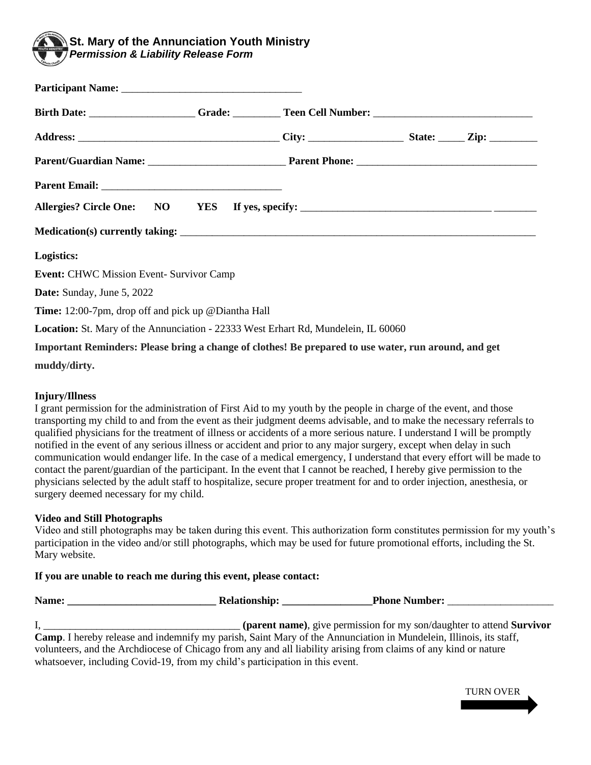# St. Mary of the Annunciation Youth Ministry

***Permission & Liability Release Form***

**Participant Name:** ________________________________

**Birth Date:** ___________________ **Grade:** ________ **Teen Cell Number:** _____________________________

**Address:** ____________________________________ **City:** _________________ **State:** _____ **Zip:** _________

**Parent/Guardian Name:** _________________________ **Parent Phone:** _________________________________

**Parent Email:** ________________________________

**Allergies? Circle One: NO YES If yes, specify:** ___________________________________ ________

**Medication(s) currently taking:** _____________________________________________________________________

**Logistics:**

**Event:** CHWC Mission Event- Survivor Camp

**Date:** Sunday, June 5, 2022

**Time:** 12:00-7pm, drop off and pick up @Diantha Hall

**Location:** St. Mary of the Annunciation - 22333 West Erhart Rd, Mundelein, IL 60060

**Important Reminders: Please bring a change of clothes! Be prepared to use water, run around, and get muddy/dirty.**

**Injury/Illness**

I grant permission for the administration of First Aid to my youth by the people in charge of the event, and those transporting my child to and from the event as their judgment deems advisable, and to make the necessary referrals to qualified physicians for the treatment of illness or accidents of a more serious nature. I understand I will be promptly notified in the event of any serious illness or accident and prior to any major surgery, except when delay in such communication would endanger life. In the case of a medical emergency, I understand that every effort will be made to contact the parent/guardian of the participant. In the event that I cannot be reached, I hereby give permission to the physicians selected by the adult staff to hospitalize, secure proper treatment for and to order injection, anesthesia, or surgery deemed necessary for my child.

**Video and Still Photographs**

Video and still photographs may be taken during this event. This authorization form constitutes permission for my youth's participation in the video and/or still photographs, which may be used for future promotional efforts, including the St. Mary website.

**If you are unable to reach me during this event, please contact:**

**Name:** ____________________________ **Relationship:** _________________ **Phone Number:** ____________________

I, _____________________________________ **(parent name)**, give permission for my son/daughter to attend **Survivor Camp**. I hereby release and indemnify my parish, Saint Mary of the Annunciation in Mundelein, Illinois, its staff, volunteers, and the Archdiocese of Chicago from any and all liability arising from claims of any kind or nature whatsoever, including Covid-19, from my child's participation in this event.

TURN OVER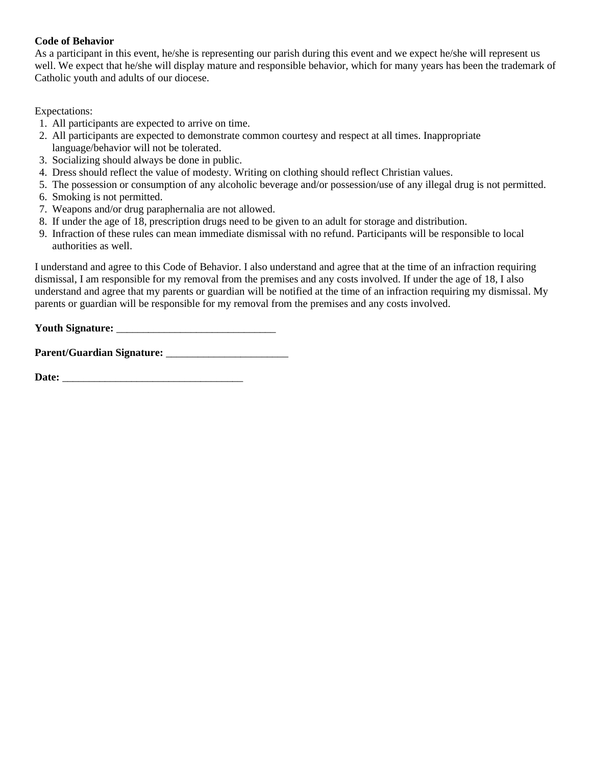**Code of Behavior**
As a participant in this event, he/she is representing our parish during this event and we expect he/she will represent us well. We expect that he/she will display mature and responsible behavior, which for many years has been the trademark of Catholic youth and adults of our diocese.

Expectations:

1. All participants are expected to arrive on time.
2. All participants are expected to demonstrate common courtesy and respect at all times. Inappropriate language/behavior will not be tolerated.
3. Socializing should always be done in public.
4. Dress should reflect the value of modesty. Writing on clothing should reflect Christian values.
5. The possession or consumption of any alcoholic beverage and/or possession/use of any illegal drug is not permitted.
6. Smoking is not permitted.
7. Weapons and/or drug paraphernalia are not allowed.
8. If under the age of 18, prescription drugs need to be given to an adult for storage and distribution.
9. Infraction of these rules can mean immediate dismissal with no refund. Participants will be responsible to local authorities as well.

I understand and agree to this Code of Behavior. I also understand and agree that at the time of an infraction requiring dismissal, I am responsible for my removal from the premises and any costs involved. If under the age of 18, I also understand and agree that my parents or guardian will be notified at the time of an infraction requiring my dismissal. My parents or guardian will be responsible for my removal from the premises and any costs involved.

**Youth Signature:** ______________________________

**Parent/Guardian Signature:** _______________________

**Date:** __________________________________